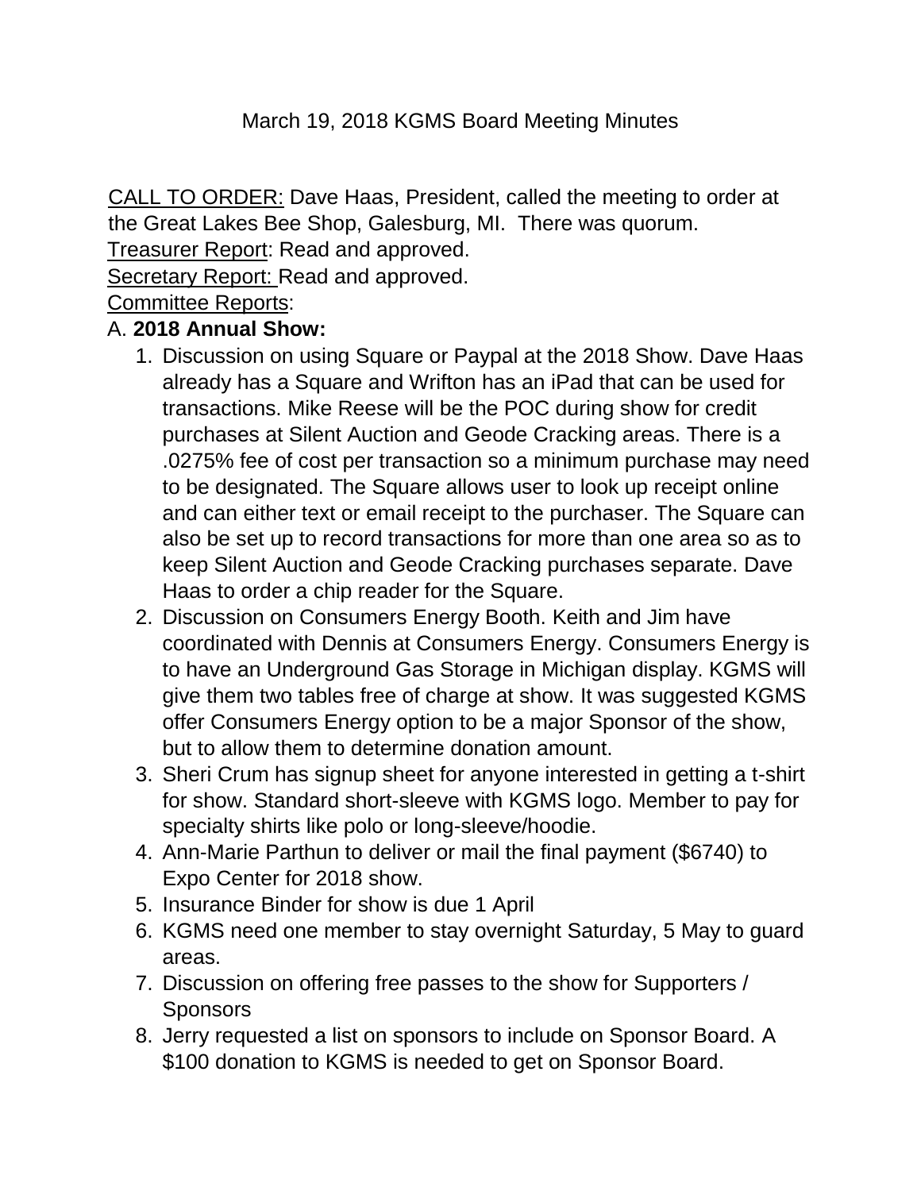# March 19, 2018 KGMS Board Meeting Minutes

CALL TO ORDER: Dave Haas, President, called the meeting to order at the Great Lakes Bee Shop, Galesburg, MI. There was quorum.

Treasurer Report: Read and approved.

Secretary Report: Read and approved.

Committee Reports:

A. **2018 Annual Show:**

1. Discussion on using Square or Paypal at the 2018 Show. Dave Haas already has a Square and Wrifton has an iPad that can be used for transactions. Mike Reese will be the POC during show for credit purchases at Silent Auction and Geode Cracking areas. There is a .0275% fee of cost per transaction so a minimum purchase may need to be designated. The Square allows user to look up receipt online and can either text or email receipt to the purchaser. The Square can also be set up to record transactions for more than one area so as to keep Silent Auction and Geode Cracking purchases separate. Dave Haas to order a chip reader for the Square.
2. Discussion on Consumers Energy Booth. Keith and Jim have coordinated with Dennis at Consumers Energy. Consumers Energy is to have an Underground Gas Storage in Michigan display. KGMS will give them two tables free of charge at show. It was suggested KGMS offer Consumers Energy option to be a major Sponsor of the show, but to allow them to determine donation amount.
3. Sheri Crum has signup sheet for anyone interested in getting a t-shirt for show. Standard short-sleeve with KGMS logo. Member to pay for specialty shirts like polo or long-sleeve/hoodie.
4. Ann-Marie Parthun to deliver or mail the final payment ($6740) to Expo Center for 2018 show.
5. Insurance Binder for show is due 1 April
6. KGMS need one member to stay overnight Saturday, 5 May to guard areas.
7. Discussion on offering free passes to the show for Supporters / Sponsors
8. Jerry requested a list on sponsors to include on Sponsor Board. A $100 donation to KGMS is needed to get on Sponsor Board.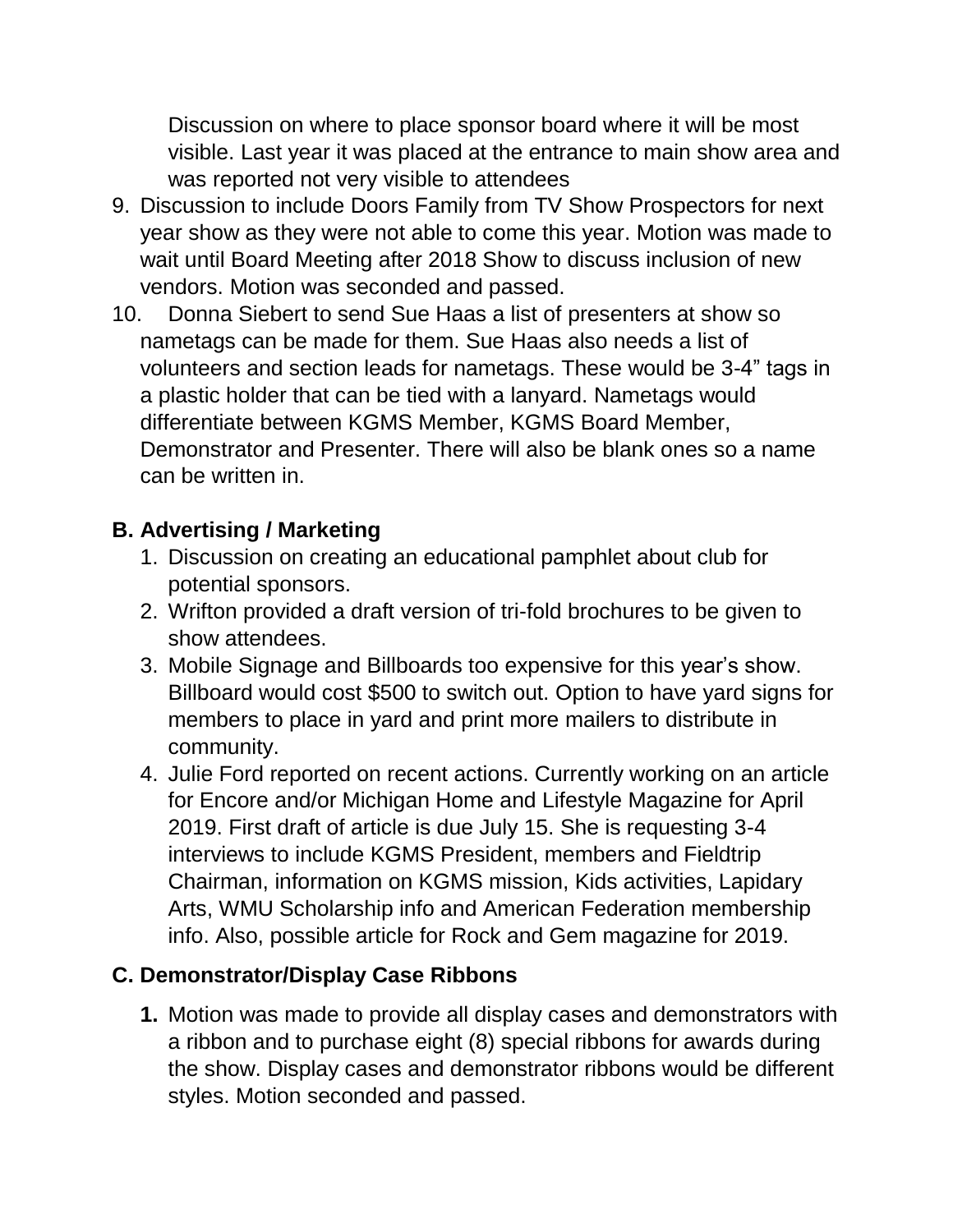Discussion on where to place sponsor board where it will be most visible. Last year it was placed at the entrance to main show area and was reported not very visible to attendees

9. Discussion to include Doors Family from TV Show Prospectors for next year show as they were not able to come this year. Motion was made to wait until Board Meeting after 2018 Show to discuss inclusion of new vendors. Motion was seconded and passed.
10. Donna Siebert to send Sue Haas a list of presenters at show so nametags can be made for them. Sue Haas also needs a list of volunteers and section leads for nametags. These would be 3-4" tags in a plastic holder that can be tied with a lanyard. Nametags would differentiate between KGMS Member, KGMS Board Member, Demonstrator and Presenter. There will also be blank ones so a name can be written in.

### B. Advertising / Marketing

1. Discussion on creating an educational pamphlet about club for potential sponsors.
2. Wrifton provided a draft version of tri-fold brochures to be given to show attendees.
3. Mobile Signage and Billboards too expensive for this year's show. Billboard would cost $500 to switch out. Option to have yard signs for members to place in yard and print more mailers to distribute in community.
4. Julie Ford reported on recent actions. Currently working on an article for Encore and/or Michigan Home and Lifestyle Magazine for April 2019. First draft of article is due July 15. She is requesting 3-4 interviews to include KGMS President, members and Fieldtrip Chairman, information on KGMS mission, Kids activities, Lapidary Arts, WMU Scholarship info and American Federation membership info. Also, possible article for Rock and Gem magazine for 2019.

### C. Demonstrator/Display Case Ribbons

1. Motion was made to provide all display cases and demonstrators with a ribbon and to purchase eight (8) special ribbons for awards during the show. Display cases and demonstrator ribbons would be different styles. Motion seconded and passed.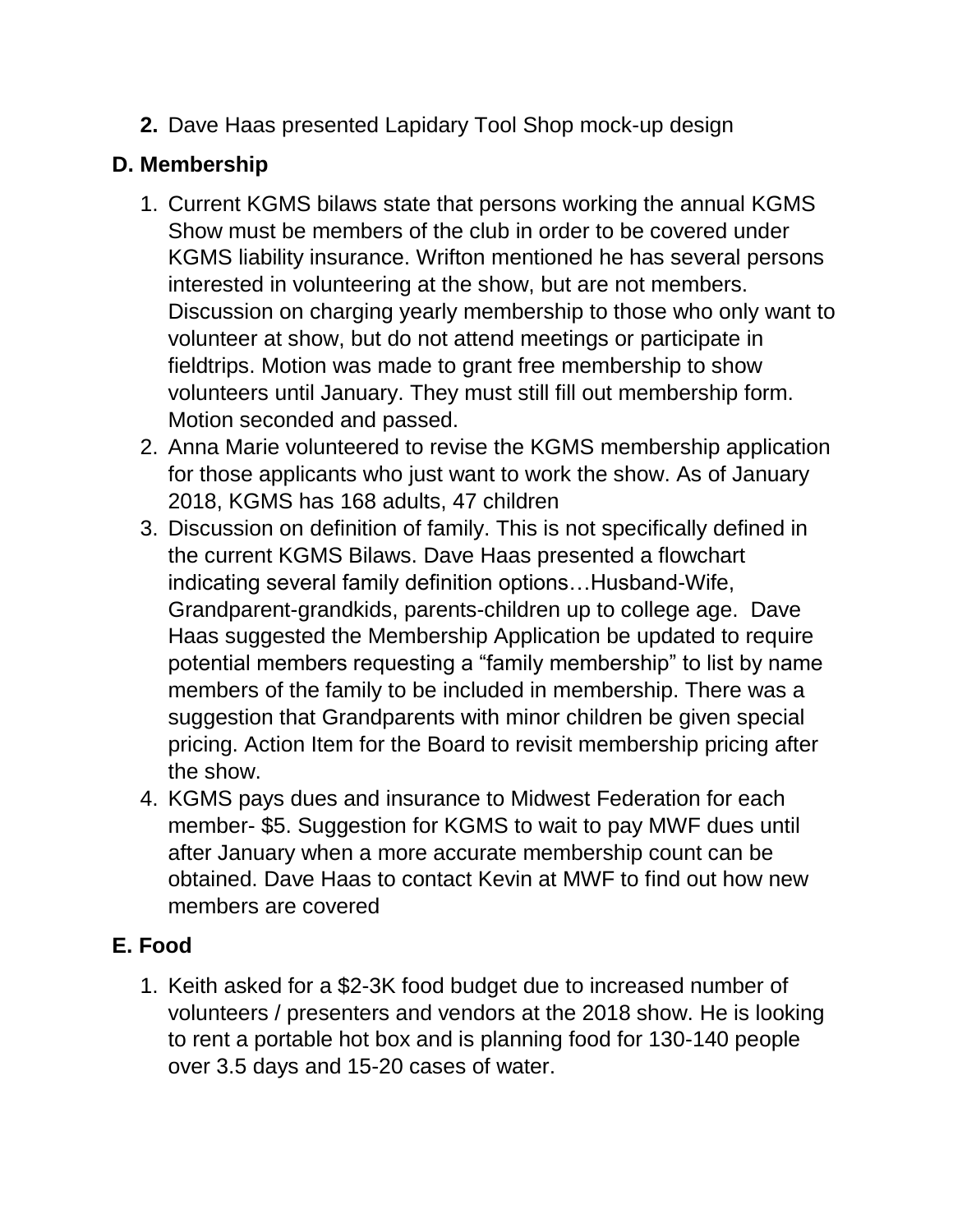2. Dave Haas presented Lapidary Tool Shop mock-up design

### D. Membership

1. Current KGMS bilaws state that persons working the annual KGMS Show must be members of the club in order to be covered under KGMS liability insurance. Wrifton mentioned he has several persons interested in volunteering at the show, but are not members. Discussion on charging yearly membership to those who only want to volunteer at show, but do not attend meetings or participate in fieldtrips. Motion was made to grant free membership to show volunteers until January. They must still fill out membership form. Motion seconded and passed.
2. Anna Marie volunteered to revise the KGMS membership application for those applicants who just want to work the show. As of January 2018, KGMS has 168 adults, 47 children
3. Discussion on definition of family. This is not specifically defined in the current KGMS Bilaws. Dave Haas presented a flowchart indicating several family definition options…Husband-Wife, Grandparent-grandkids, parents-children up to college age. Dave Haas suggested the Membership Application be updated to require potential members requesting a "family membership" to list by name members of the family to be included in membership. There was a suggestion that Grandparents with minor children be given special pricing. Action Item for the Board to revisit membership pricing after the show.
4. KGMS pays dues and insurance to Midwest Federation for each member- $5. Suggestion for KGMS to wait to pay MWF dues until after January when a more accurate membership count can be obtained. Dave Haas to contact Kevin at MWF to find out how new members are covered

### E. Food

1. Keith asked for a $2-3K food budget due to increased number of volunteers / presenters and vendors at the 2018 show. He is looking to rent a portable hot box and is planning food for 130-140 people over 3.5 days and 15-20 cases of water.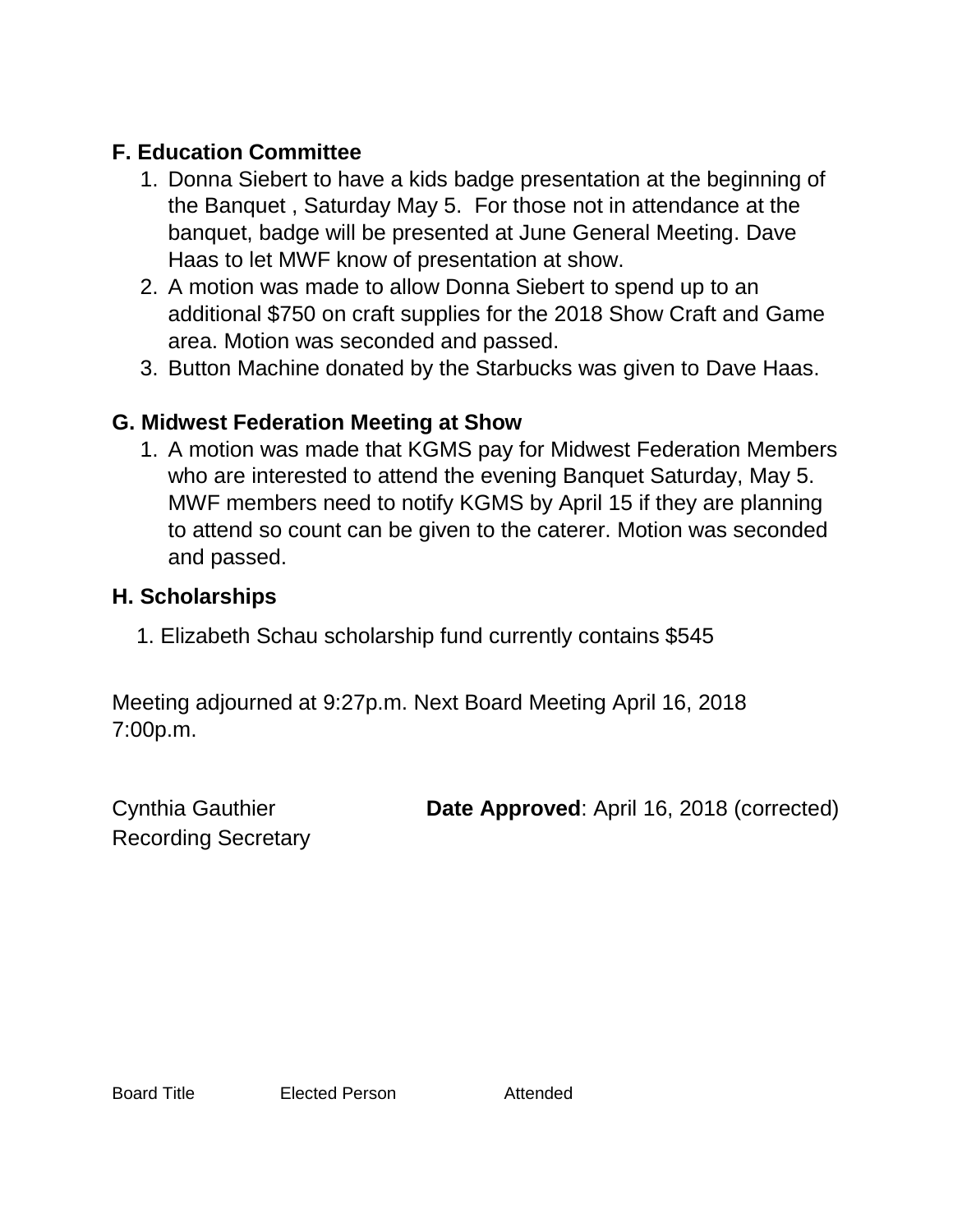**F. Education Committee**

1. Donna Siebert to have a kids badge presentation at the beginning of the Banquet , Saturday May 5.  For those not in attendance at the banquet, badge will be presented at June General Meeting. Dave Haas to let MWF know of presentation at show.
2. A motion was made to allow Donna Siebert to spend up to an additional $750 on craft supplies for the 2018 Show Craft and Game area. Motion was seconded and passed.
3. Button Machine donated by the Starbucks was given to Dave Haas.

**G. Midwest Federation Meeting at Show**

1. A motion was made that KGMS pay for Midwest Federation Members who are interested to attend the evening Banquet Saturday, May 5. MWF members need to notify KGMS by April 15 if they are planning to attend so count can be given to the caterer. Motion was seconded and passed.

**H. Scholarships**

1. Elizabeth Schau scholarship fund currently contains $545

Meeting adjourned at 9:27p.m. Next Board Meeting April 16, 2018 7:00p.m.

Cynthia Gauthier
Recording Secretary

**Date Approved**: April 16, 2018 (corrected)

| Board Title | Elected Person | Attended |
| --- | --- | --- |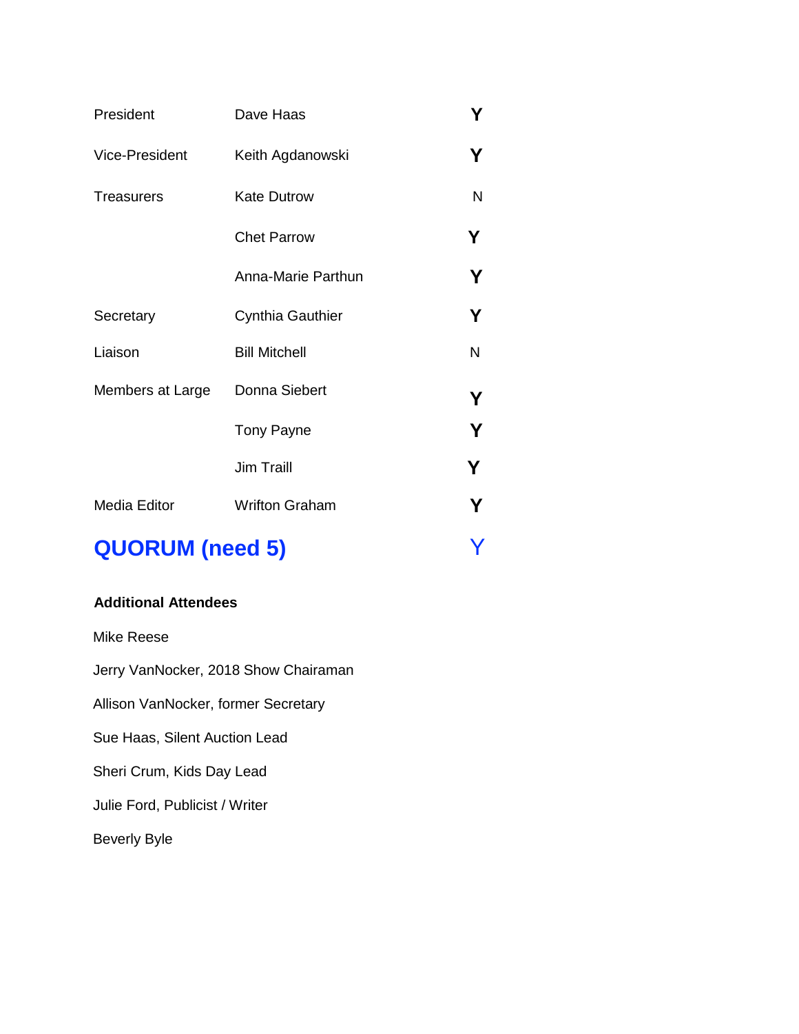| | | |
|---|---|---|
| President | Dave Haas | **Y** |
| Vice-President | Keith Agdanowski | **Y** |
| Treasurers | Kate Dutrow | N |
| | Chet Parrow | **Y** |
| | Anna-Marie Parthun | **Y** |
| Secretary | Cynthia Gauthier | **Y** |
| Liaison | Bill Mitchell | N |
| Members at Large | Donna Siebert | **Y** |
| | Tony Payne | **Y** |
| | Jim Traill | **Y** |
| Media Editor | Wrifton Graham | **Y** |
| **QUORUM (need 5)** | | Y |

**Additional Attendees**

Mike Reese

Jerry VanNocker, 2018 Show Chairaman

Allison VanNocker, former Secretary

Sue Haas, Silent Auction Lead

Sheri Crum, Kids Day Lead

Julie Ford, Publicist / Writer

Beverly Byle